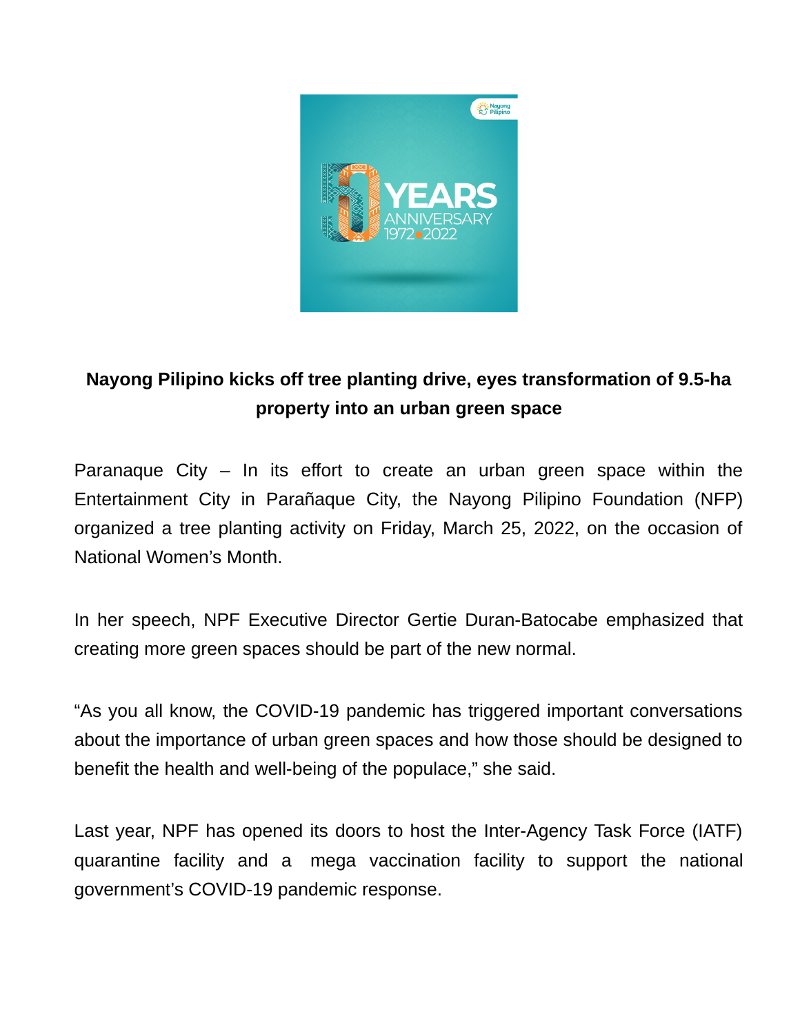**Nayong Pilipino kicks off tree planting drive, eyes transformation of 9.5-ha property into an urban green space**

Paranaque City – In its effort to create an urban green space within the Entertainment City in Parañaque City, the Nayong Pilipino Foundation (NFP) organized a tree planting activity on Friday, March 25, 2022, on the occasion of National Women's Month.

In her speech, NPF Executive Director Gertie Duran-Batocabe emphasized that creating more green spaces should be part of the new normal.

"As you all know, the COVID-19 pandemic has triggered important conversations about the importance of urban green spaces and how those should be designed to benefit the health and well-being of the populace," she said.

Last year, NPF has opened its doors to host the Inter-Agency Task Force (IATF) quarantine facility and a mega vaccination facility to support the national government's COVID-19 pandemic response.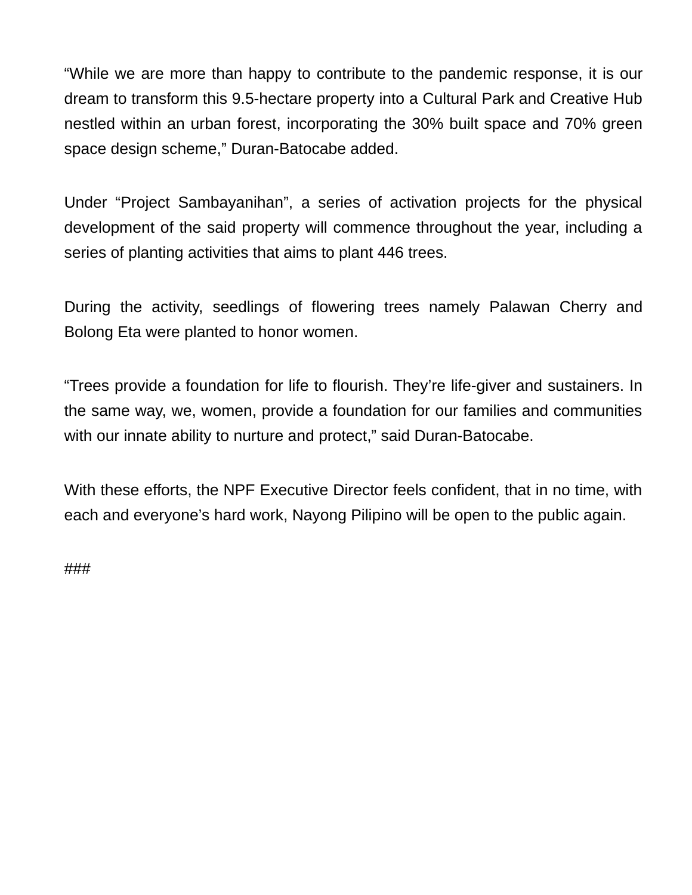"While we are more than happy to contribute to the pandemic response, it is our dream to transform this 9.5-hectare property into a Cultural Park and Creative Hub nestled within an urban forest, incorporating the 30% built space and 70% green space design scheme," Duran-Batocabe added.

Under "Project Sambayanihan", a series of activation projects for the physical development of the said property will commence throughout the year, including a series of planting activities that aims to plant 446 trees.

During the activity, seedlings of flowering trees namely Palawan Cherry and Bolong Eta were planted to honor women.

"Trees provide a foundation for life to flourish. They're life-giver and sustainers. In the same way, we, women, provide a foundation for our families and communities with our innate ability to nurture and protect," said Duran-Batocabe.

With these efforts, the NPF Executive Director feels confident, that in no time, with each and everyone's hard work, Nayong Pilipino will be open to the public again.

###